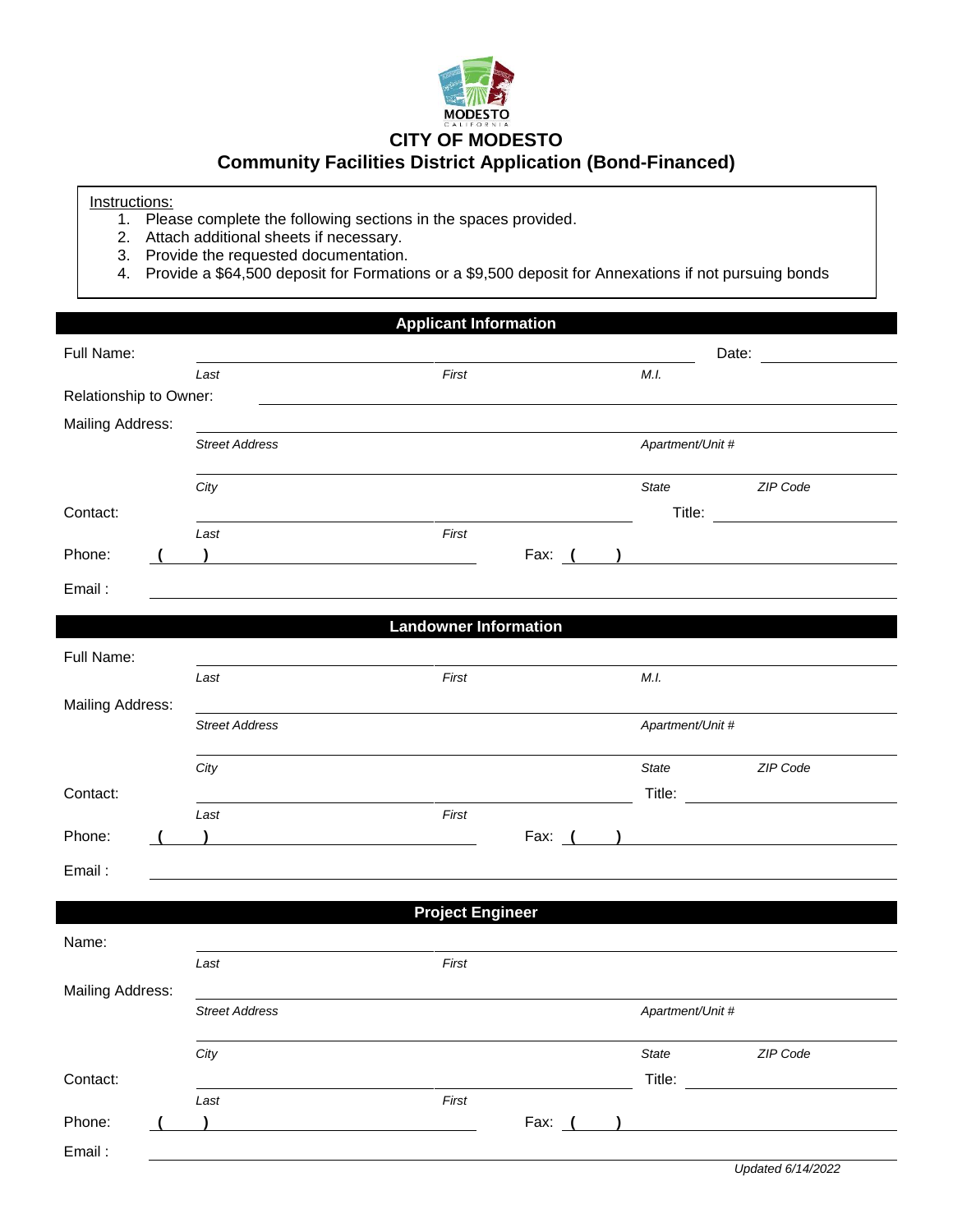# CITY OF MODESTO

## Community Facilities District Application (Bond-Financed)

Instructions:

1. Please complete the following sections in the spaces provided.
2. Attach additional sheets if necessary.
3. Provide the requested documentation.
4. Provide a $64,500 deposit for Formations or a $9,500 deposit for Annexations if not pursuing bonds

### Applicant Information

Full Name: ______________________ ______________________ ______________ Date: ____________
*Last* *First* *M.I.*

Relationship to Owner: ______________________________________________

Mailing Address: ______________________________________________
*Street Address* *Apartment/Unit #*

______________________________________________
*City* *State* *ZIP Code*

Contact: ______________________ ______________________ Title: ____________
*Last* *First*

Phone: ( ) ______________________ Fax: ( ) ______________________

Email : ______________________________________________

### Landowner Information

Full Name: ______________________ ______________________ ______________
*Last* *First* *M.I.*

Mailing Address: ______________________________________________
*Street Address* *Apartment/Unit #*

______________________________________________
*City* *State* *ZIP Code*

Contact: ______________________ ______________________ Title: ____________
*Last* *First*

Phone: ( ) ______________________ Fax: ( ) ______________________

Email : ______________________________________________

### Project Engineer

Name: ______________________ ______________________
*Last* *First*

Mailing Address: ______________________________________________
*Street Address* *Apartment/Unit #*

______________________________________________
*City* *State* *ZIP Code*

Contact: ______________________ ______________________ Title: ____________
*Last* *First*

Phone: ( ) ______________________ Fax: ( ) ______________________

Email : ______________________________________________

*Updated 6/14/2022*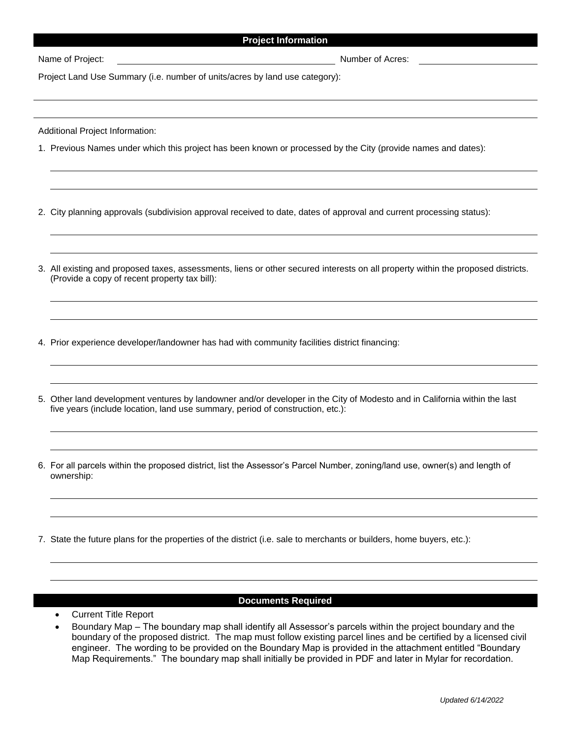## Project Information

Name of Project: \_\_\_\_\_\_\_\_\_\_\_\_\_\_\_\_\_\_\_\_ Number of Acres: \_\_\_\_\_\_\_\_\_\_\_\_

Project Land Use Summary (i.e. number of units/acres by land use category):

Additional Project Information:

1. Previous Names under which this project has been known or processed by the City (provide names and dates):

2. City planning approvals (subdivision approval received to date, dates of approval and current processing status):

3. All existing and proposed taxes, assessments, liens or other secured interests on all property within the proposed districts. (Provide a copy of recent property tax bill):

4. Prior experience developer/landowner has had with community facilities district financing:

5. Other land development ventures by landowner and/or developer in the City of Modesto and in California within the last five years (include location, land use summary, period of construction, etc.):

6. For all parcels within the proposed district, list the Assessor's Parcel Number, zoning/land use, owner(s) and length of ownership:

7. State the future plans for the properties of the district (i.e. sale to merchants or builders, home buyers, etc.):

## Documents Required

- Current Title Report
- Boundary Map – The boundary map shall identify all Assessor's parcels within the project boundary and the boundary of the proposed district. The map must follow existing parcel lines and be certified by a licensed civil engineer. The wording to be provided on the Boundary Map is provided in the attachment entitled "Boundary Map Requirements." The boundary map shall initially be provided in PDF and later in Mylar for recordation.

*Updated 6/14/2022*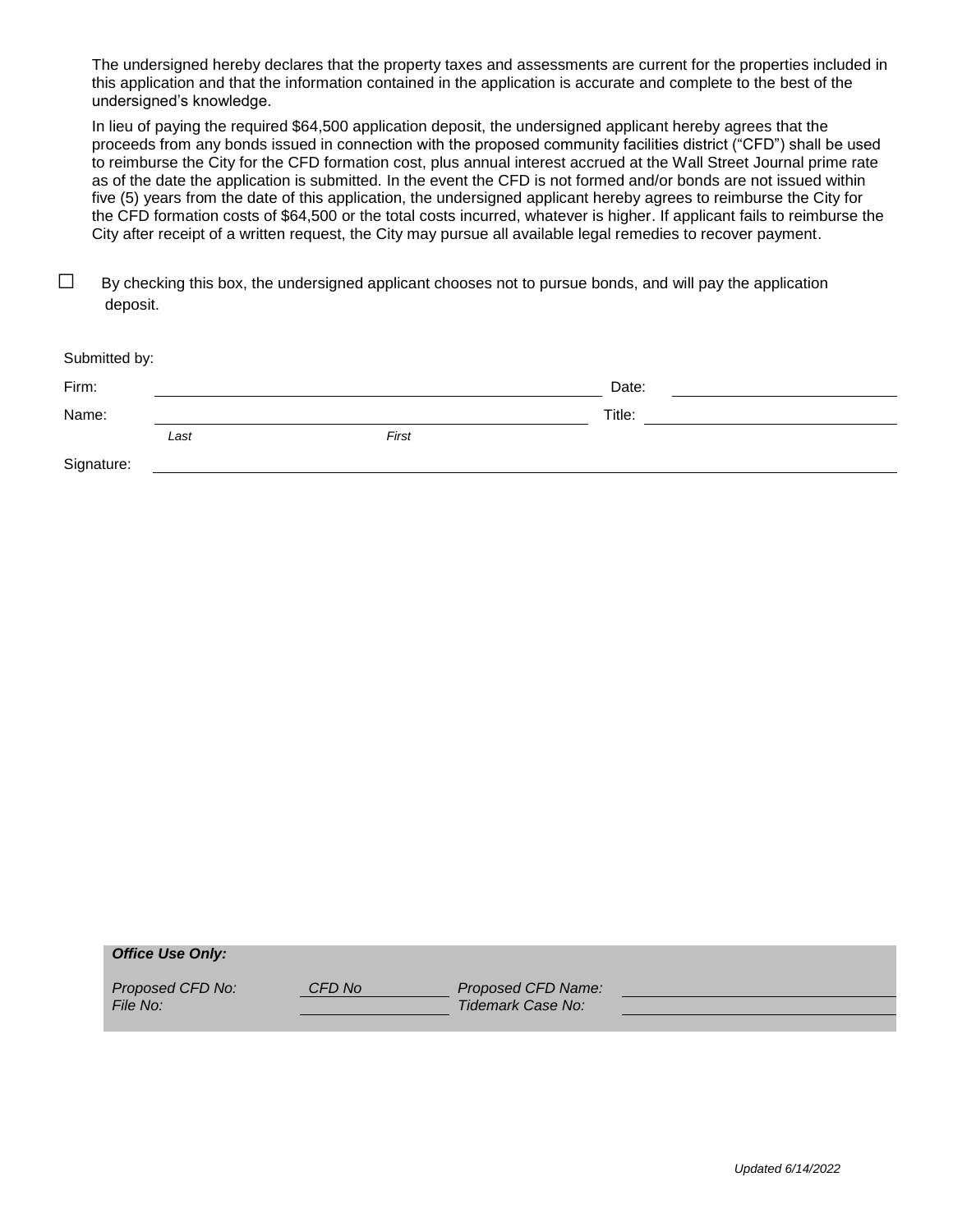The undersigned hereby declares that the property taxes and assessments are current for the properties included in this application and that the information contained in the application is accurate and complete to the best of the undersigned's knowledge.

In lieu of paying the required $64,500 application deposit, the undersigned applicant hereby agrees that the proceeds from any bonds issued in connection with the proposed community facilities district ("CFD") shall be used to reimburse the City for the CFD formation cost, plus annual interest accrued at the Wall Street Journal prime rate as of the date the application is submitted. In the event the CFD is not formed and/or bonds are not issued within five (5) years from the date of this application, the undersigned applicant hereby agrees to reimburse the City for the CFD formation costs of $64,500 or the total costs incurred, whatever is higher. If applicant fails to reimburse the City after receipt of a written request, the City may pursue all available legal remedies to recover payment.

☐ By checking this box, the undersigned applicant chooses not to pursue bonds, and will pay the application deposit.

Submitted by:

Firm: ______________________________ Date: ______________

Name: ______________________________ Title: ______________

*Last* *First*

Signature: ______________________________

***Office Use Only:***

*Proposed CFD No:* *CFD No* *Proposed CFD Name:* ______________

*File No:* ______________ *Tidemark Case No:* ______________

*Updated 6/14/2022*